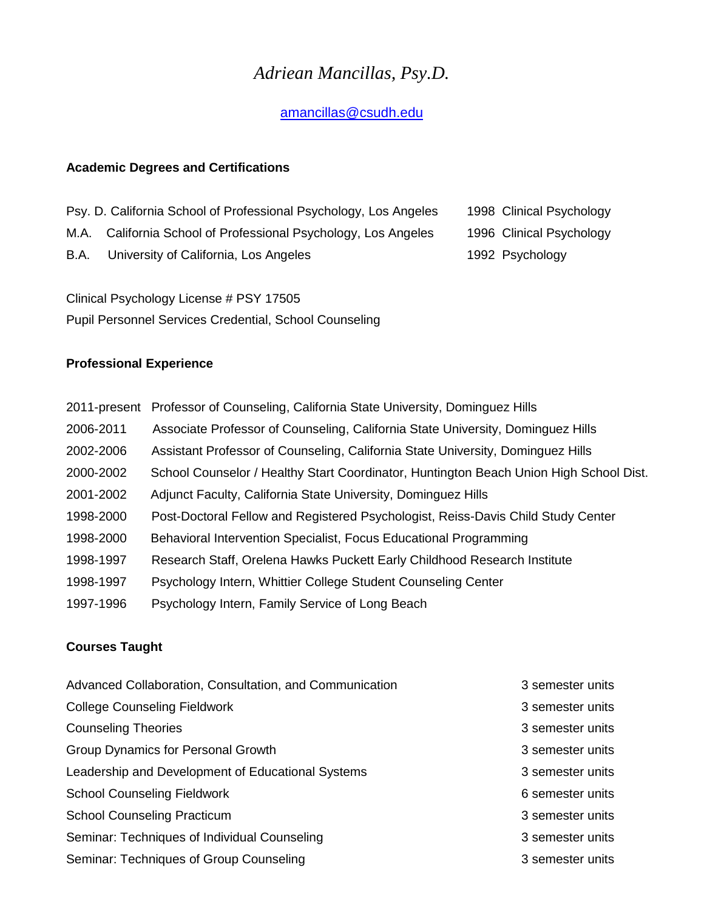# *Adriean Mancillas, Psy.D.*

amancillas@csudh.edu

## Academic Degrees and Certifications

| | | | |
|---|---|---|---|
| Psy. D. | California School of Professional Psychology, Los Angeles | 1998 | Clinical Psychology |
| M.A. | California School of Professional Psychology, Los Angeles | 1996 | Clinical Psychology |
| B.A. | University of California, Los Angeles | 1992 | Psychology |

Clinical Psychology License # PSY 17505

Pupil Personnel Services Credential, School Counseling

## Professional Experience

| | |
|---|---|
| 2011-present | Professor of Counseling, California State University, Dominguez Hills |
| 2006-2011 | Associate Professor of Counseling, California State University, Dominguez Hills |
| 2002-2006 | Assistant Professor of Counseling, California State University, Dominguez Hills |
| 2000-2002 | School Counselor / Healthy Start Coordinator, Huntington Beach Union High School Dist. |
| 2001-2002 | Adjunct Faculty, California State University, Dominguez Hills |
| 1998-2000 | Post-Doctoral Fellow and Registered Psychologist, Reiss-Davis Child Study Center |
| 1998-2000 | Behavioral Intervention Specialist, Focus Educational Programming |
| 1998-1997 | Research Staff, Orelena Hawks Puckett Early Childhood Research Institute |
| 1998-1997 | Psychology Intern, Whittier College Student Counseling Center |
| 1997-1996 | Psychology Intern, Family Service of Long Beach |

## Courses Taught

| | |
|---|---|
| Advanced Collaboration, Consultation, and Communication | 3 semester units |
| College Counseling Fieldwork | 3 semester units |
| Counseling Theories | 3 semester units |
| Group Dynamics for Personal Growth | 3 semester units |
| Leadership and Development of Educational Systems | 3 semester units |
| School Counseling Fieldwork | 6 semester units |
| School Counseling Practicum | 3 semester units |
| Seminar: Techniques of Individual Counseling | 3 semester units |
| Seminar: Techniques of Group Counseling | 3 semester units |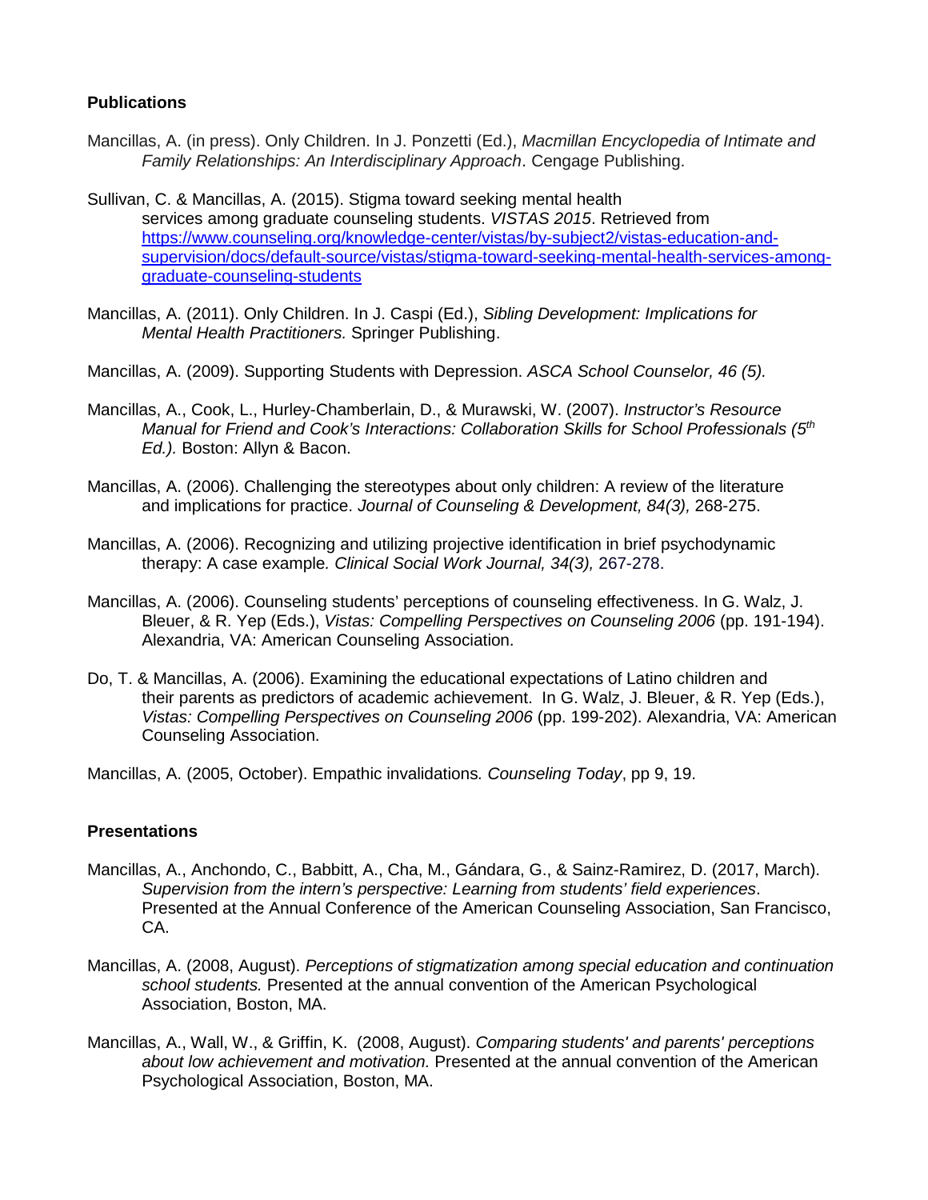## Publications

Mancillas, A. (in press). Only Children. In J. Ponzetti (Ed.), *Macmillan Encyclopedia of Intimate and Family Relationships: An Interdisciplinary Approach*. Cengage Publishing.

Sullivan, C. & Mancillas, A. (2015). Stigma toward seeking mental health services among graduate counseling students. *VISTAS 2015*. Retrieved from https://www.counseling.org/knowledge-center/vistas/by-subject2/vistas-education-and-supervision/docs/default-source/vistas/stigma-toward-seeking-mental-health-services-among-graduate-counseling-students

Mancillas, A. (2011). Only Children. In J. Caspi (Ed.), *Sibling Development: Implications for Mental Health Practitioners.* Springer Publishing.

Mancillas, A. (2009). Supporting Students with Depression. *ASCA School Counselor, 46 (5).*

Mancillas, A., Cook, L., Hurley-Chamberlain, D., & Murawski, W. (2007). *Instructor's Resource Manual for Friend and Cook's Interactions: Collaboration Skills for School Professionals (5th Ed.).* Boston: Allyn & Bacon.

Mancillas, A. (2006). Challenging the stereotypes about only children: A review of the literature and implications for practice. *Journal of Counseling & Development, 84(3),* 268-275.

Mancillas, A. (2006). Recognizing and utilizing projective identification in brief psychodynamic therapy: A case example*. Clinical Social Work Journal, 34(3),* 267-278.

Mancillas, A. (2006). Counseling students' perceptions of counseling effectiveness. In G. Walz, J. Bleuer, & R. Yep (Eds.), *Vistas: Compelling Perspectives on Counseling 2006* (pp. 191-194). Alexandria, VA: American Counseling Association.

Do, T. & Mancillas, A. (2006). Examining the educational expectations of Latino children and their parents as predictors of academic achievement. In G. Walz, J. Bleuer, & R. Yep (Eds.), *Vistas: Compelling Perspectives on Counseling 2006* (pp. 199-202). Alexandria, VA: American Counseling Association.

Mancillas, A. (2005, October). Empathic invalidations*. Counseling Today*, pp 9, 19.

## Presentations

Mancillas, A., Anchondo, C., Babbitt, A., Cha, M., Gándara, G., & Sainz-Ramirez, D. (2017, March). *Supervision from the intern's perspective: Learning from students' field experiences*. Presented at the Annual Conference of the American Counseling Association, San Francisco, CA.

Mancillas, A. (2008, August). *Perceptions of stigmatization among special education and continuation school students.* Presented at the annual convention of the American Psychological Association, Boston, MA.

Mancillas, A., Wall, W., & Griffin, K. (2008, August). *Comparing students' and parents' perceptions about low achievement and motivation.* Presented at the annual convention of the American Psychological Association, Boston, MA.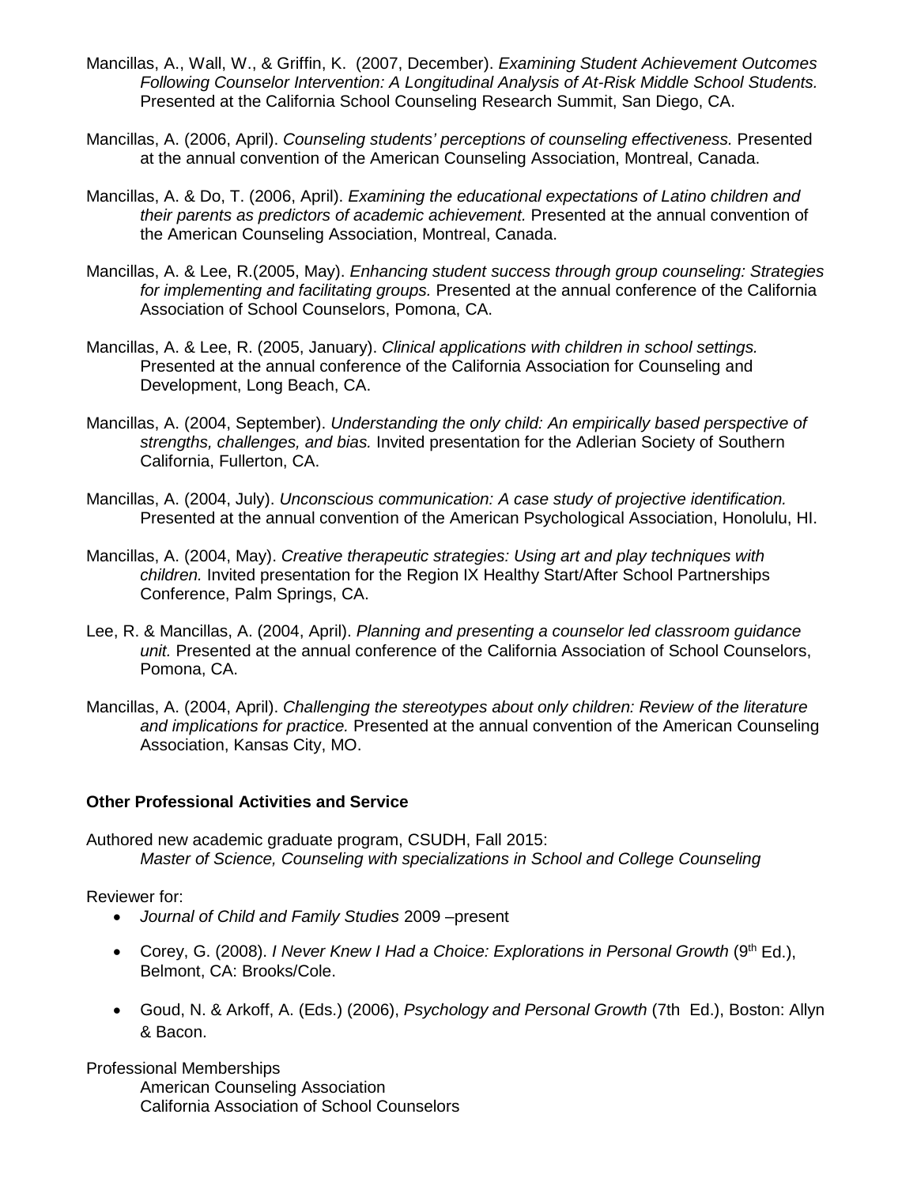Mancillas, A., Wall, W., & Griffin, K.  (2007, December). *Examining Student Achievement Outcomes Following Counselor Intervention: A Longitudinal Analysis of At-Risk Middle School Students.* Presented at the California School Counseling Research Summit, San Diego, CA.

Mancillas, A. (2006, April). *Counseling students' perceptions of counseling effectiveness.* Presented at the annual convention of the American Counseling Association, Montreal, Canada.

Mancillas, A. & Do, T. (2006, April). *Examining the educational expectations of Latino children and their parents as predictors of academic achievement.* Presented at the annual convention of the American Counseling Association, Montreal, Canada.

Mancillas, A. & Lee, R.(2005, May). *Enhancing student success through group counseling: Strategies for implementing and facilitating groups.* Presented at the annual conference of the California Association of School Counselors, Pomona, CA.

Mancillas, A. & Lee, R. (2005, January). *Clinical applications with children in school settings.* Presented at the annual conference of the California Association for Counseling and Development, Long Beach, CA.

Mancillas, A. (2004, September). *Understanding the only child: An empirically based perspective of strengths, challenges, and bias.* Invited presentation for the Adlerian Society of Southern California, Fullerton, CA.

Mancillas, A. (2004, July). *Unconscious communication: A case study of projective identification.* Presented at the annual convention of the American Psychological Association, Honolulu, HI.

Mancillas, A. (2004, May). *Creative therapeutic strategies: Using art and play techniques with children.* Invited presentation for the Region IX Healthy Start/After School Partnerships Conference, Palm Springs, CA.

Lee, R. & Mancillas, A. (2004, April). *Planning and presenting a counselor led classroom guidance unit.* Presented at the annual conference of the California Association of School Counselors, Pomona, CA.

Mancillas, A. (2004, April). *Challenging the stereotypes about only children: Review of the literature and implications for practice.* Presented at the annual convention of the American Counseling Association, Kansas City, MO.

**Other Professional Activities and Service**

Authored new academic graduate program, CSUDH, Fall 2015:
*Master of Science, Counseling with specializations in School and College Counseling*

Reviewer for:

- *Journal of Child and Family Studies* 2009 –present
- Corey, G. (2008). *I Never Knew I Had a Choice: Explorations in Personal Growth* (9th Ed.), Belmont, CA: Brooks/Cole.
- Goud, N. & Arkoff, A. (Eds.) (2006), *Psychology and Personal Growth* (7th  Ed.), Boston: Allyn & Bacon.

Professional Memberships

American Counseling Association
California Association of School Counselors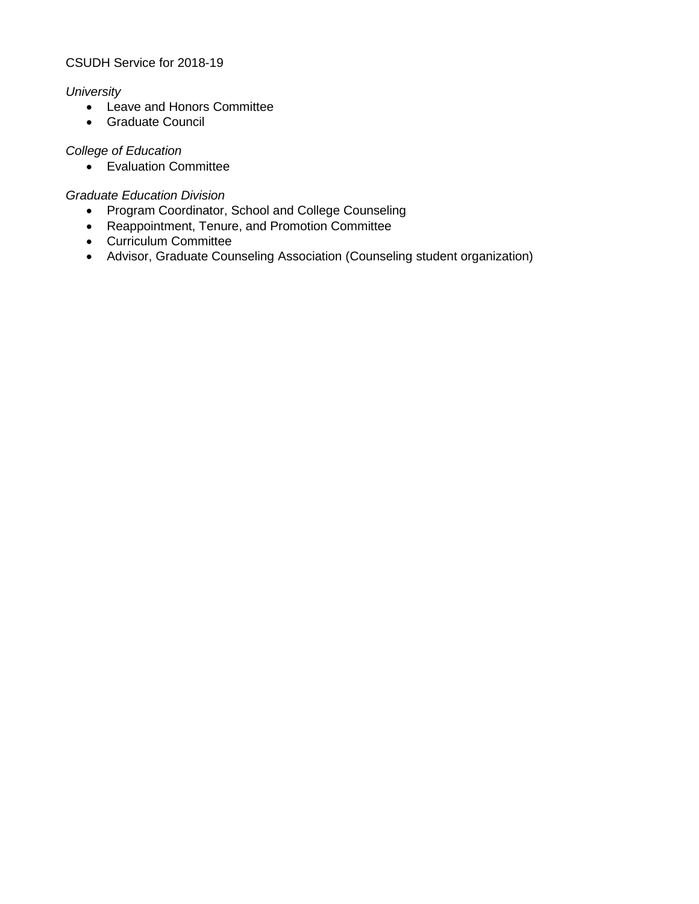CSUDH Service for 2018-19

*University*

- Leave and Honors Committee
- Graduate Council

*College of Education*

- Evaluation Committee

*Graduate Education Division*

- Program Coordinator, School and College Counseling
- Reappointment, Tenure, and Promotion Committee
- Curriculum Committee
- Advisor, Graduate Counseling Association (Counseling student organization)